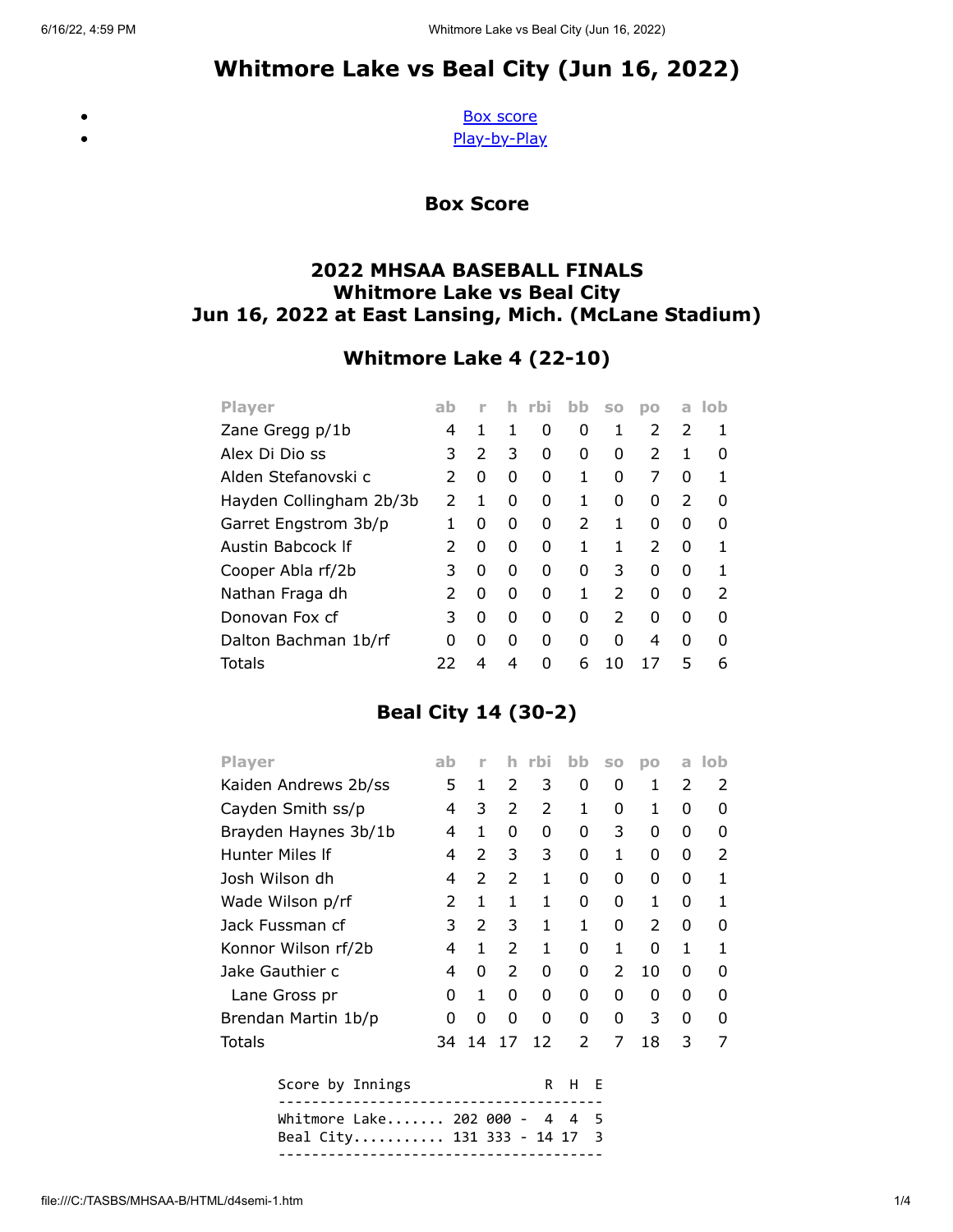# Whitmore Lake vs Beal City (Jun 16, 2022)

- Box score
- Play-by-Play

## Box Score

### 2022 MHSAA BASEBALL FINALS
### Whitmore Lake vs Beal City
### Jun 16, 2022 at East Lansing, Mich. (McLane Stadium)

### Whitmore Lake 4 (22-10)

| Player | ab | r | h | rbi | bb | so | po | a | lob |
|---|---|---|---|---|---|---|---|---|---|
| Zane Gregg p/1b | 4 | 1 | 1 | 0 | 0 | 1 | 2 | 2 | 1 |
| Alex Di Dio ss | 3 | 2 | 3 | 0 | 0 | 0 | 2 | 1 | 0 |
| Alden Stefanovski c | 2 | 0 | 0 | 0 | 1 | 0 | 7 | 0 | 1 |
| Hayden Collingham 2b/3b | 2 | 1 | 0 | 0 | 1 | 0 | 0 | 2 | 0 |
| Garret Engstrom 3b/p | 1 | 0 | 0 | 0 | 2 | 1 | 0 | 0 | 0 |
| Austin Babcock lf | 2 | 0 | 0 | 0 | 1 | 1 | 2 | 0 | 1 |
| Cooper Abla rf/2b | 3 | 0 | 0 | 0 | 0 | 3 | 0 | 0 | 1 |
| Nathan Fraga dh | 2 | 0 | 0 | 0 | 1 | 2 | 0 | 0 | 2 |
| Donovan Fox cf | 3 | 0 | 0 | 0 | 0 | 2 | 0 | 0 | 0 |
| Dalton Bachman 1b/rf | 0 | 0 | 0 | 0 | 0 | 0 | 4 | 0 | 0 |
| Totals | 22 | 4 | 4 | 0 | 6 | 10 | 17 | 5 | 6 |

### Beal City 14 (30-2)

| Player | ab | r | h | rbi | bb | so | po | a | lob |
|---|---|---|---|---|---|---|---|---|---|
| Kaiden Andrews 2b/ss | 5 | 1 | 2 | 3 | 0 | 0 | 1 | 2 | 2 |
| Cayden Smith ss/p | 4 | 3 | 2 | 2 | 1 | 0 | 1 | 0 | 0 |
| Brayden Haynes 3b/1b | 4 | 1 | 0 | 0 | 0 | 3 | 0 | 0 | 0 |
| Hunter Miles lf | 4 | 2 | 3 | 3 | 0 | 1 | 0 | 0 | 2 |
| Josh Wilson dh | 4 | 2 | 2 | 1 | 0 | 0 | 0 | 0 | 1 |
| Wade Wilson p/rf | 2 | 1 | 1 | 1 | 0 | 0 | 1 | 0 | 1 |
| Jack Fussman cf | 3 | 2 | 3 | 1 | 1 | 0 | 2 | 0 | 0 |
| Konnor Wilson rf/2b | 4 | 1 | 2 | 1 | 0 | 1 | 0 | 1 | 1 |
| Jake Gauthier c | 4 | 0 | 2 | 0 | 0 | 2 | 10 | 0 | 0 |
| Lane Gross pr | 0 | 1 | 0 | 0 | 0 | 0 | 0 | 0 | 0 |
| Brendan Martin 1b/p | 0 | 0 | 0 | 0 | 0 | 0 | 3 | 0 | 0 |
| Totals | 34 | 14 | 17 | 12 | 2 | 7 | 18 | 3 | 7 |

```
Score by Innings              R  H  E
--------------------------------------
Whitmore Lake....... 202 000 -  4  4  5
Beal City........... 131 333 - 14 17  3
--------------------------------------
```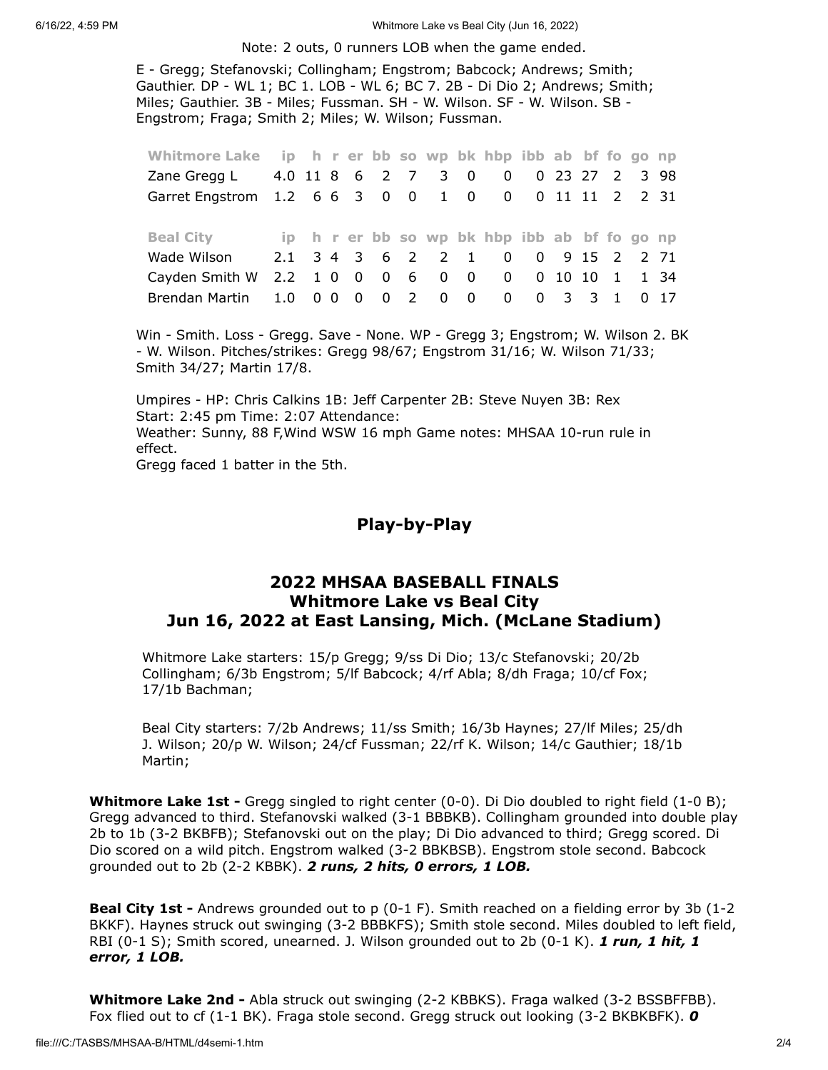Note: 2 outs, 0 runners LOB when the game ended.

E - Gregg; Stefanovski; Collingham; Engstrom; Babcock; Andrews; Smith; Gauthier. DP - WL 1; BC 1. LOB - WL 6; BC 7. 2B - Di Dio 2; Andrews; Smith; Miles; Gauthier. 3B - Miles; Fussman. SH - W. Wilson. SF - W. Wilson. SB - Engstrom; Fraga; Smith 2; Miles; W. Wilson; Fussman.

| Whitmore Lake | ip | h | r | er | bb | so | wp | bk | hbp | ibb | ab | bf | fo | go | np |
|---|---|---|---|---|---|---|---|---|---|---|---|---|---|---|---|
| Zane Gregg L | 4.0 | 11 | 8 | 6 | 2 | 7 | 3 | 0 | 0 | 0 | 23 | 27 | 2 | 3 | 98 |
| Garret Engstrom | 1.2 | 6 | 6 | 3 | 0 | 0 | 1 | 0 | 0 | 0 | 11 | 11 | 2 | 2 | 31 |

| Beal City | ip | h | r | er | bb | so | wp | bk | hbp | ibb | ab | bf | fo | go | np |
|---|---|---|---|---|---|---|---|---|---|---|---|---|---|---|---|
| Wade Wilson | 2.1 | 3 | 4 | 3 | 6 | 2 | 2 | 1 | 0 | 0 | 9 | 15 | 2 | 2 | 71 |
| Cayden Smith W | 2.2 | 1 | 0 | 0 | 0 | 6 | 0 | 0 | 0 | 0 | 10 | 10 | 1 | 1 | 34 |
| Brendan Martin | 1.0 | 0 | 0 | 0 | 0 | 2 | 0 | 0 | 0 | 0 | 3 | 3 | 1 | 0 | 17 |

Win - Smith. Loss - Gregg. Save - None. WP - Gregg 3; Engstrom; W. Wilson 2. BK - W. Wilson. Pitches/strikes: Gregg 98/67; Engstrom 31/16; W. Wilson 71/33; Smith 34/27; Martin 17/8.

Umpires - HP: Chris Calkins 1B: Jeff Carpenter 2B: Steve Nuyen 3B: Rex
Start: 2:45 pm Time: 2:07 Attendance:
Weather: Sunny, 88 F,Wind WSW 16 mph Game notes: MHSAA 10-run rule in effect.
Gregg faced 1 batter in the 5th.

## Play-by-Play

## 2022 MHSAA BASEBALL FINALS
## Whitmore Lake vs Beal City
## Jun 16, 2022 at East Lansing, Mich. (McLane Stadium)

Whitmore Lake starters: 15/p Gregg; 9/ss Di Dio; 13/c Stefanovski; 20/2b Collingham; 6/3b Engstrom; 5/lf Babcock; 4/rf Abla; 8/dh Fraga; 10/cf Fox; 17/1b Bachman;

Beal City starters: 7/2b Andrews; 11/ss Smith; 16/3b Haynes; 27/lf Miles; 25/dh J. Wilson; 20/p W. Wilson; 24/cf Fussman; 22/rf K. Wilson; 14/c Gauthier; 18/1b Martin;

**Whitmore Lake 1st -** Gregg singled to right center (0-0). Di Dio doubled to right field (1-0 B); Gregg advanced to third. Stefanovski walked (3-1 BBBKB). Collingham grounded into double play 2b to 1b (3-2 BKBFB); Stefanovski out on the play; Di Dio advanced to third; Gregg scored. Di Dio scored on a wild pitch. Engstrom walked (3-2 BBKBSB). Engstrom stole second. Babcock grounded out to 2b (2-2 KBBK). ***2 runs, 2 hits, 0 errors, 1 LOB.***

**Beal City 1st -** Andrews grounded out to p (0-1 F). Smith reached on a fielding error by 3b (1-2 BKKF). Haynes struck out swinging (3-2 BBBKFS); Smith stole second. Miles doubled to left field, RBI (0-1 S); Smith scored, unearned. J. Wilson grounded out to 2b (0-1 K). ***1 run, 1 hit, 1 error, 1 LOB.***

**Whitmore Lake 2nd -** Abla struck out swinging (2-2 KBBKS). Fraga walked (3-2 BSSBFFBB). Fox flied out to cf (1-1 BK). Fraga stole second. Gregg struck out looking (3-2 BKBKBFK). ***0***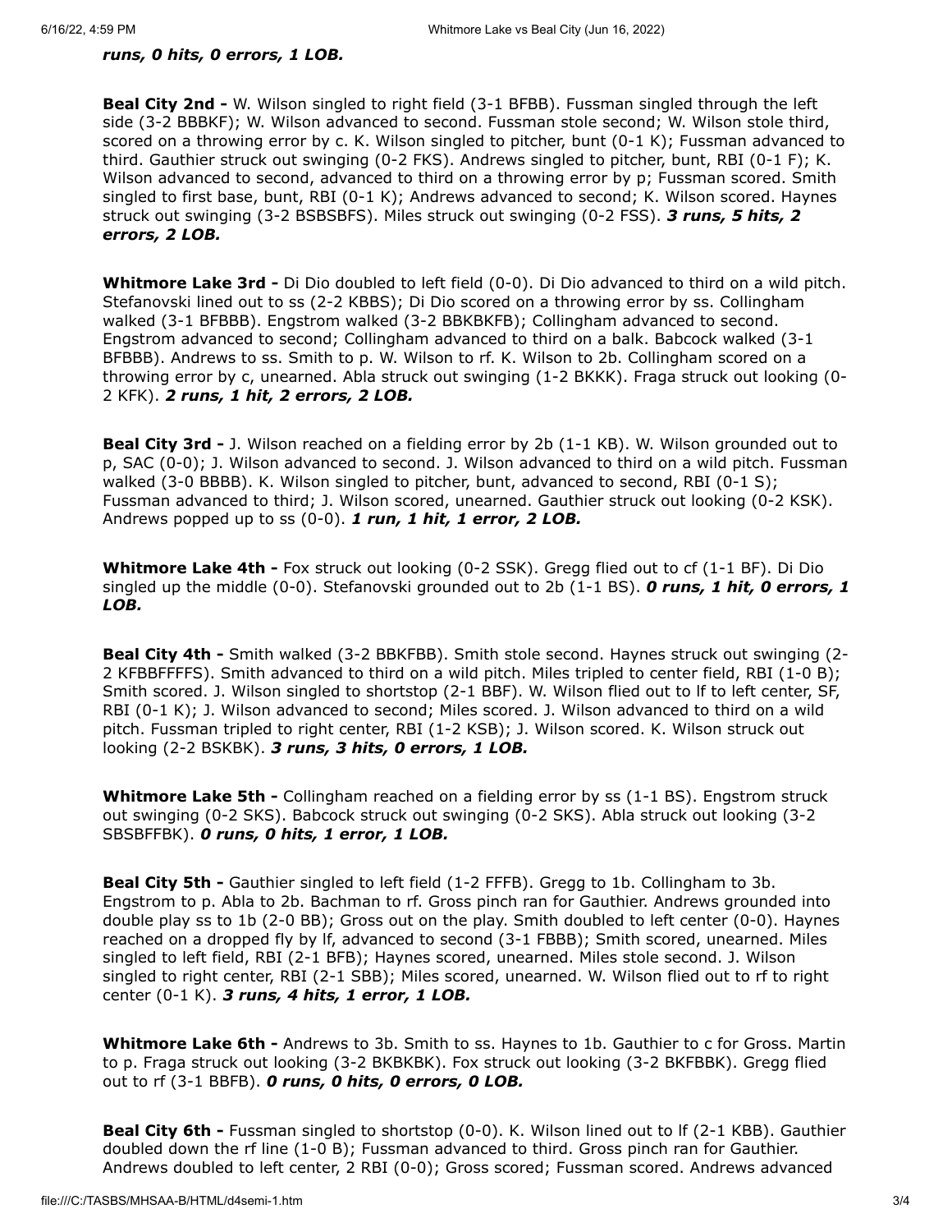***runs, 0 hits, 0 errors, 1 LOB.***

**Beal City 2nd -** W. Wilson singled to right field (3-1 BFBB). Fussman singled through the left side (3-2 BBBKF); W. Wilson advanced to second. Fussman stole second; W. Wilson stole third, scored on a throwing error by c. K. Wilson singled to pitcher, bunt (0-1 K); Fussman advanced to third. Gauthier struck out swinging (0-2 FKS). Andrews singled to pitcher, bunt, RBI (0-1 F); K. Wilson advanced to second, advanced to third on a throwing error by p; Fussman scored. Smith singled to first base, bunt, RBI (0-1 K); Andrews advanced to second; K. Wilson scored. Haynes struck out swinging (3-2 BSBSBFS). Miles struck out swinging (0-2 FSS). ***3 runs, 5 hits, 2 errors, 2 LOB.***

**Whitmore Lake 3rd -** Di Dio doubled to left field (0-0). Di Dio advanced to third on a wild pitch. Stefanovski lined out to ss (2-2 KBBS); Di Dio scored on a throwing error by ss. Collingham walked (3-1 BFBBB). Engstrom walked (3-2 BBKBKFB); Collingham advanced to second. Engstrom advanced to second; Collingham advanced to third on a balk. Babcock walked (3-1 BFBBB). Andrews to ss. Smith to p. W. Wilson to rf. K. Wilson to 2b. Collingham scored on a throwing error by c, unearned. Abla struck out swinging (1-2 BKKK). Fraga struck out looking (0-2 KFK). ***2 runs, 1 hit, 2 errors, 2 LOB.***

**Beal City 3rd -** J. Wilson reached on a fielding error by 2b (1-1 KB). W. Wilson grounded out to p, SAC (0-0); J. Wilson advanced to second. J. Wilson advanced to third on a wild pitch. Fussman walked (3-0 BBBB). K. Wilson singled to pitcher, bunt, advanced to second, RBI (0-1 S); Fussman advanced to third; J. Wilson scored, unearned. Gauthier struck out looking (0-2 KSK). Andrews popped up to ss (0-0). ***1 run, 1 hit, 1 error, 2 LOB.***

**Whitmore Lake 4th -** Fox struck out looking (0-2 SSK). Gregg flied out to cf (1-1 BF). Di Dio singled up the middle (0-0). Stefanovski grounded out to 2b (1-1 BS). ***0 runs, 1 hit, 0 errors, 1 LOB.***

**Beal City 4th -** Smith walked (3-2 BBKFBB). Smith stole second. Haynes struck out swinging (2-2 KFBBFFFFS). Smith advanced to third on a wild pitch. Miles tripled to center field, RBI (1-0 B); Smith scored. J. Wilson singled to shortstop (2-1 BBF). W. Wilson flied out to lf to left center, SF, RBI (0-1 K); J. Wilson advanced to second; Miles scored. J. Wilson advanced to third on a wild pitch. Fussman tripled to right center, RBI (1-2 KSB); J. Wilson scored. K. Wilson struck out looking (2-2 BSKBK). ***3 runs, 3 hits, 0 errors, 1 LOB.***

**Whitmore Lake 5th -** Collingham reached on a fielding error by ss (1-1 BS). Engstrom struck out swinging (0-2 SKS). Babcock struck out swinging (0-2 SKS). Abla struck out looking (3-2 SBSBFFBK). ***0 runs, 0 hits, 1 error, 1 LOB.***

**Beal City 5th -** Gauthier singled to left field (1-2 FFFB). Gregg to 1b. Collingham to 3b. Engstrom to p. Abla to 2b. Bachman to rf. Gross pinch ran for Gauthier. Andrews grounded into double play ss to 1b (2-0 BB); Gross out on the play. Smith doubled to left center (0-0). Haynes reached on a dropped fly by lf, advanced to second (3-1 FBBB); Smith scored, unearned. Miles singled to left field, RBI (2-1 BFB); Haynes scored, unearned. Miles stole second. J. Wilson singled to right center, RBI (2-1 SBB); Miles scored, unearned. W. Wilson flied out to rf to right center (0-1 K). ***3 runs, 4 hits, 1 error, 1 LOB.***

**Whitmore Lake 6th -** Andrews to 3b. Smith to ss. Haynes to 1b. Gauthier to c for Gross. Martin to p. Fraga struck out looking (3-2 BKBKBK). Fox struck out looking (3-2 BKFBBK). Gregg flied out to rf (3-1 BBFB). ***0 runs, 0 hits, 0 errors, 0 LOB.***

**Beal City 6th -** Fussman singled to shortstop (0-0). K. Wilson lined out to lf (2-1 KBB). Gauthier doubled down the rf line (1-0 B); Fussman advanced to third. Gross pinch ran for Gauthier. Andrews doubled to left center, 2 RBI (0-0); Gross scored; Fussman scored. Andrews advanced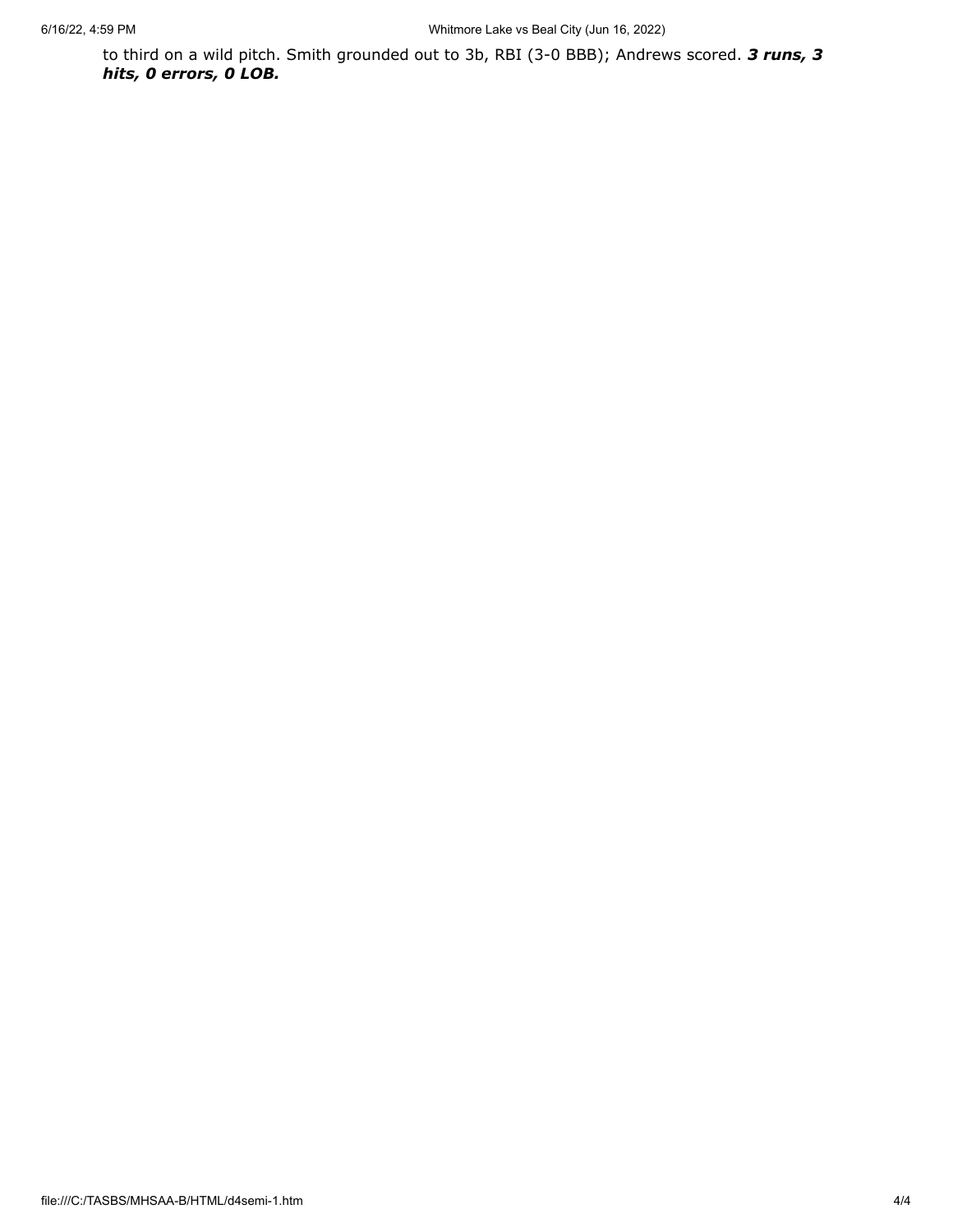to third on a wild pitch. Smith grounded out to 3b, RBI (3-0 BBB); Andrews scored. ***3 runs, 3 hits, 0 errors, 0 LOB.***